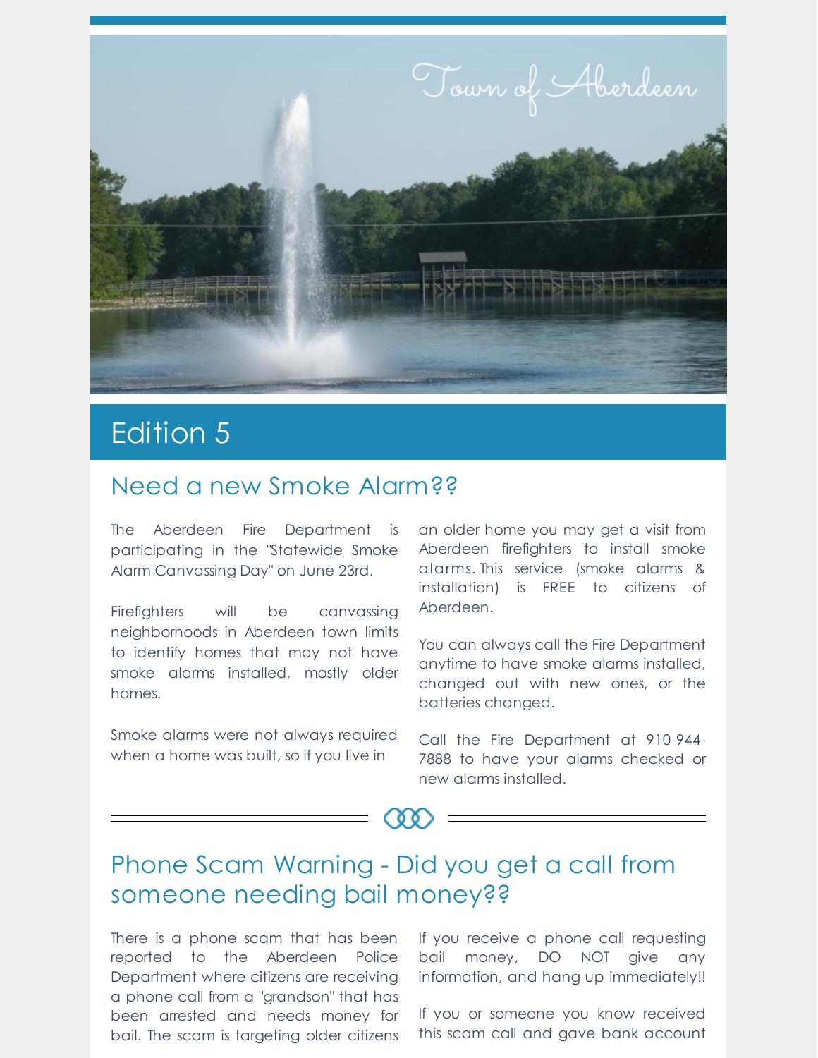Town of Aberdeen

# Edition 5

## Need a new Smoke Alarm??

The Aberdeen Fire Department is participating in the "Statewide Smoke Alarm Canvassing Day" on June 23rd.

Firefighters will be canvassing neighborhoods in Aberdeen town limits to identify homes that may not have smoke alarms installed, mostly older homes.

Smoke alarms were not always required when a home was built, so if you live in an older home you may get a visit from Aberdeen firefighters to install smoke alarms. This service (smoke alarms & installation) is FREE to citizens of Aberdeen.

You can always call the Fire Department anytime to have smoke alarms installed, changed out with new ones, or the batteries changed.

Call the Fire Department at 910-944-7888 to have your alarms checked or new alarms installed.

## Phone Scam Warning - Did you get a call from someone needing bail money??

There is a phone scam that has been reported to the Aberdeen Police Department where citizens are receiving a phone call from a "grandson" that has been arrested and needs money for bail. The scam is targeting older citizens

If you receive a phone call requesting bail money, DO NOT give any information, and hang up immediately!!

If you or someone you know received this scam call and gave bank account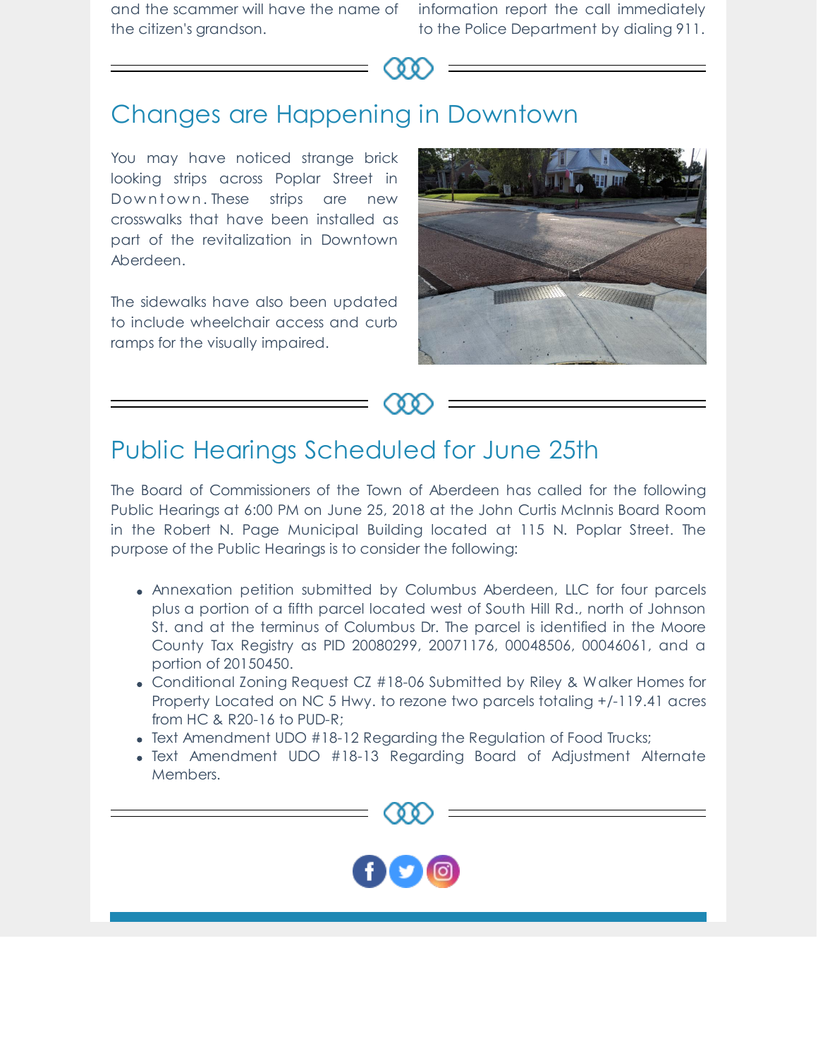and the scammer will have the name of the citizen's grandson.

information report the call immediately to the Police Department by dialing 911.

## Changes are Happening in Downtown

You may have noticed strange brick looking strips across Poplar Street in Downtown. These strips are new crosswalks that have been installed as part of the revitalization in Downtown Aberdeen.

The sidewalks have also been updated to include wheelchair access and curb ramps for the visually impaired.

## Public Hearings Scheduled for June 25th

The Board of Commissioners of the Town of Aberdeen has called for the following Public Hearings at 6:00 PM on June 25, 2018 at the John Curtis McInnis Board Room in the Robert N. Page Municipal Building located at 115 N. Poplar Street. The purpose of the Public Hearings is to consider the following:

- Annexation petition submitted by Columbus Aberdeen, LLC for four parcels plus a portion of a fifth parcel located west of South Hill Rd., north of Johnson St. and at the terminus of Columbus Dr. The parcel is identified in the Moore County Tax Registry as PID 20080299, 20071176, 00048506, 00046061, and a portion of 20150450.
- Conditional Zoning Request CZ #18-06 Submitted by Riley & Walker Homes for Property Located on NC 5 Hwy. to rezone two parcels totaling +/-119.41 acres from HC & R20-16 to PUD-R;
- Text Amendment UDO #18-12 Regarding the Regulation of Food Trucks;
- Text Amendment UDO #18-13 Regarding Board of Adjustment Alternate Members.